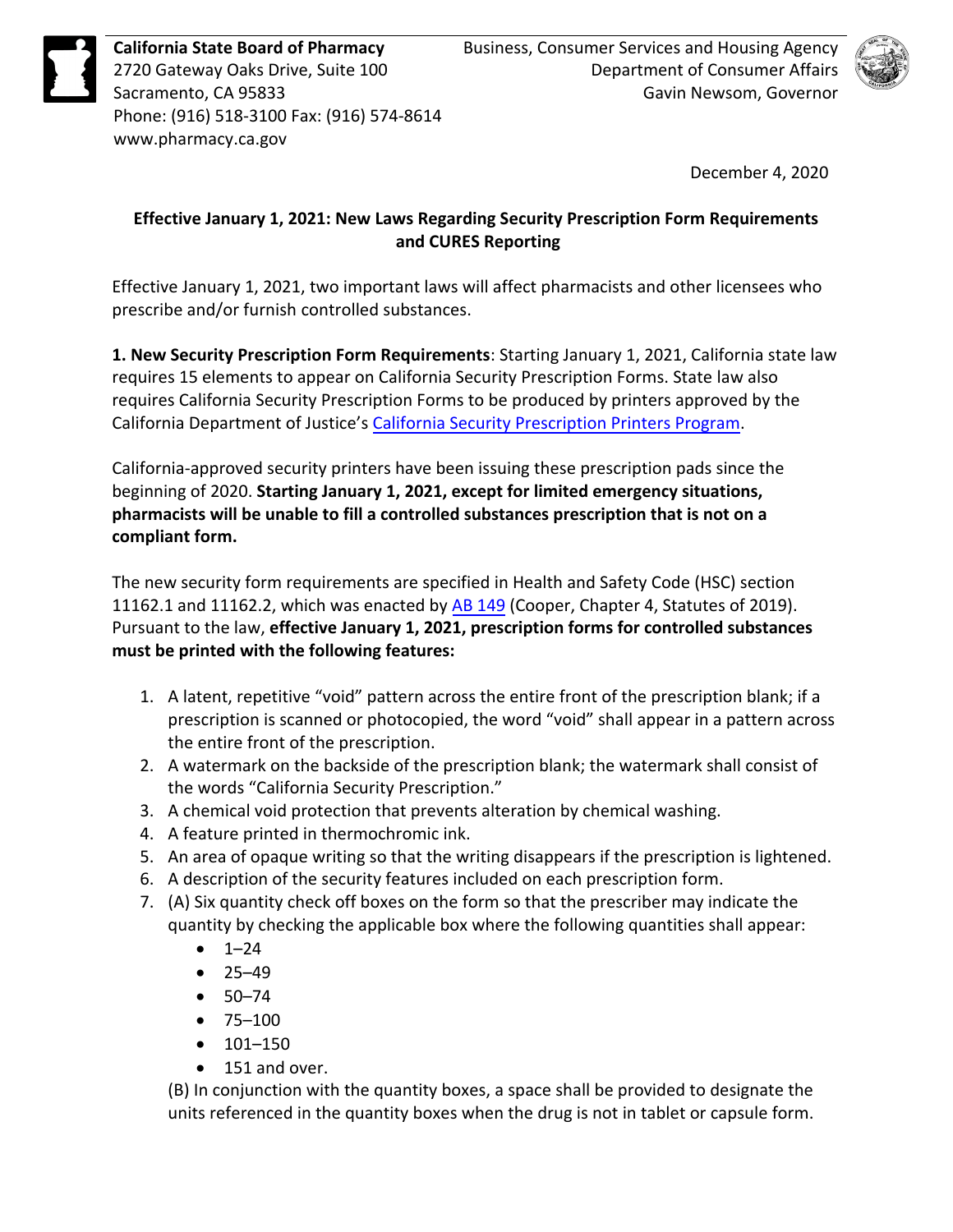**California State Board of Pharmacy**
2720 Gateway Oaks Drive, Suite 100
Sacramento, CA 95833
Phone: (916) 518-3100 Fax: (916) 574-8614
www.pharmacy.ca.gov

Business, Consumer Services and Housing Agency
Department of Consumer Affairs
Gavin Newsom, Governor

December 4, 2020

## Effective January 1, 2021: New Laws Regarding Security Prescription Form Requirements and CURES Reporting

Effective January 1, 2021, two important laws will affect pharmacists and other licensees who prescribe and/or furnish controlled substances.

**1. New Security Prescription Form Requirements**: Starting January 1, 2021, California state law requires 15 elements to appear on California Security Prescription Forms. State law also requires California Security Prescription Forms to be produced by printers approved by the California Department of Justice's California Security Prescription Printers Program.

California-approved security printers have been issuing these prescription pads since the beginning of 2020. **Starting January 1, 2021, except for limited emergency situations, pharmacists will be unable to fill a controlled substances prescription that is not on a compliant form.**

The new security form requirements are specified in Health and Safety Code (HSC) section 11162.1 and 11162.2, which was enacted by AB 149 (Cooper, Chapter 4, Statutes of 2019). Pursuant to the law, **effective January 1, 2021, prescription forms for controlled substances must be printed with the following features:**

1. A latent, repetitive "void" pattern across the entire front of the prescription blank; if a prescription is scanned or photocopied, the word "void" shall appear in a pattern across the entire front of the prescription.
2. A watermark on the backside of the prescription blank; the watermark shall consist of the words "California Security Prescription."
3. A chemical void protection that prevents alteration by chemical washing.
4. A feature printed in thermochromic ink.
5. An area of opaque writing so that the writing disappears if the prescription is lightened.
6. A description of the security features included on each prescription form.
7. (A) Six quantity check off boxes on the form so that the prescriber may indicate the quantity by checking the applicable box where the following quantities shall appear:
   - 1–24
   - 25–49
   - 50–74
   - 75–100
   - 101–150
   - 151 and over.

   (B) In conjunction with the quantity boxes, a space shall be provided to designate the units referenced in the quantity boxes when the drug is not in tablet or capsule form.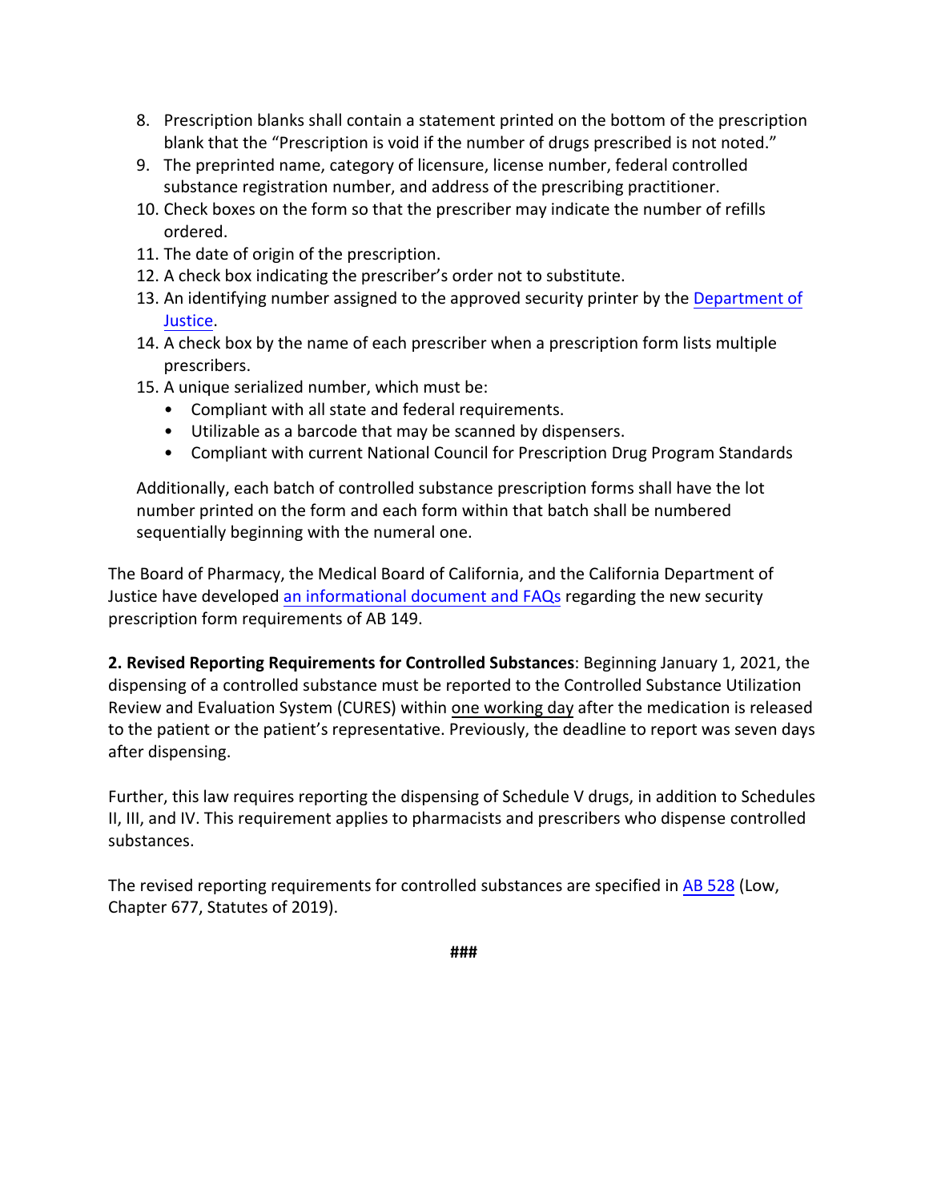8. Prescription blanks shall contain a statement printed on the bottom of the prescription blank that the "Prescription is void if the number of drugs prescribed is not noted."
9. The preprinted name, category of licensure, license number, federal controlled substance registration number, and address of the prescribing practitioner.
10. Check boxes on the form so that the prescriber may indicate the number of refills ordered.
11. The date of origin of the prescription.
12. A check box indicating the prescriber's order not to substitute.
13. An identifying number assigned to the approved security printer by the Department of Justice.
14. A check box by the name of each prescriber when a prescription form lists multiple prescribers.
15. A unique serialized number, which must be:
    - Compliant with all state and federal requirements.
    - Utilizable as a barcode that may be scanned by dispensers.
    - Compliant with current National Council for Prescription Drug Program Standards

Additionally, each batch of controlled substance prescription forms shall have the lot number printed on the form and each form within that batch shall be numbered sequentially beginning with the numeral one.

The Board of Pharmacy, the Medical Board of California, and the California Department of Justice have developed an informational document and FAQs regarding the new security prescription form requirements of AB 149.

**2. Revised Reporting Requirements for Controlled Substances**: Beginning January 1, 2021, the dispensing of a controlled substance must be reported to the Controlled Substance Utilization Review and Evaluation System (CURES) within one working day after the medication is released to the patient or the patient's representative. Previously, the deadline to report was seven days after dispensing.

Further, this law requires reporting the dispensing of Schedule V drugs, in addition to Schedules II, III, and IV. This requirement applies to pharmacists and prescribers who dispense controlled substances.

The revised reporting requirements for controlled substances are specified in AB 528 (Low, Chapter 677, Statutes of 2019).

###